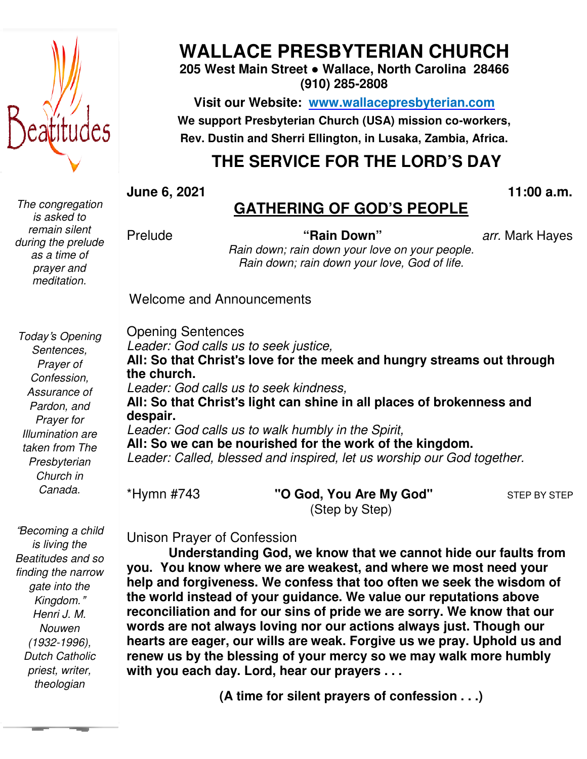# WALLACE PRESBYTERIAN CHURCH

**205 West Main Street • Wallace, North Carolina 28466**
**(910) 285-2808**

**Visit our Website: [www.wallacepresbyterian.com](http://www.wallacepresbyterian.com)**

**We support Presbyterian Church (USA) mission co-workers, Rev. Dustin and Sherri Ellington, in Lusaka, Zambia, Africa.**

## THE SERVICE FOR THE LORD'S DAY

**June 6, 2021** **11:00 a.m.**

## GATHERING OF GOD'S PEOPLE

*The congregation is asked to remain silent during the prelude as a time of prayer and meditation.*

Prelude **"Rain Down"** *arr.* Mark Hayes

*Rain down; rain down your love on your people.*
*Rain down; rain down your love, God of life.*

Welcome and Announcements

*Today's Opening Sentences, Prayer of Confession, Assurance of Pardon, and Prayer for Illumination are taken from The Presbyterian Church in Canada.*

Opening Sentences

*Leader: God calls us to seek justice,*

**All: So that Christ's love for the meek and hungry streams out through the church.**

*Leader: God calls us to seek kindness,*

**All: So that Christ's light can shine in all places of brokenness and despair.**

*Leader: God calls us to walk humbly in the Spirit,*

**All: So we can be nourished for the work of the kingdom.**

*Leader: Called, blessed and inspired, let us worship our God together.*

*Hymn #743 **"O God, You Are My God"** (Step by Step) STEP BY STEP

*"Becoming a child is living the Beatitudes and so finding the narrow gate into the Kingdom." Henri J. M. Nouwen (1932-1996), Dutch Catholic priest, writer, theologian*

Unison Prayer of Confession

**Understanding God, we know that we cannot hide our faults from you. You know where we are weakest, and where we most need your help and forgiveness. We confess that too often we seek the wisdom of the world instead of your guidance. We value our reputations above reconciliation and for our sins of pride we are sorry. We know that our words are not always loving nor our actions always just. Though our hearts are eager, our wills are weak. Forgive us we pray. Uphold us and renew us by the blessing of your mercy so we may walk more humbly with you each day. Lord, hear our prayers . . .**

**(A time for silent prayers of confession . . .)**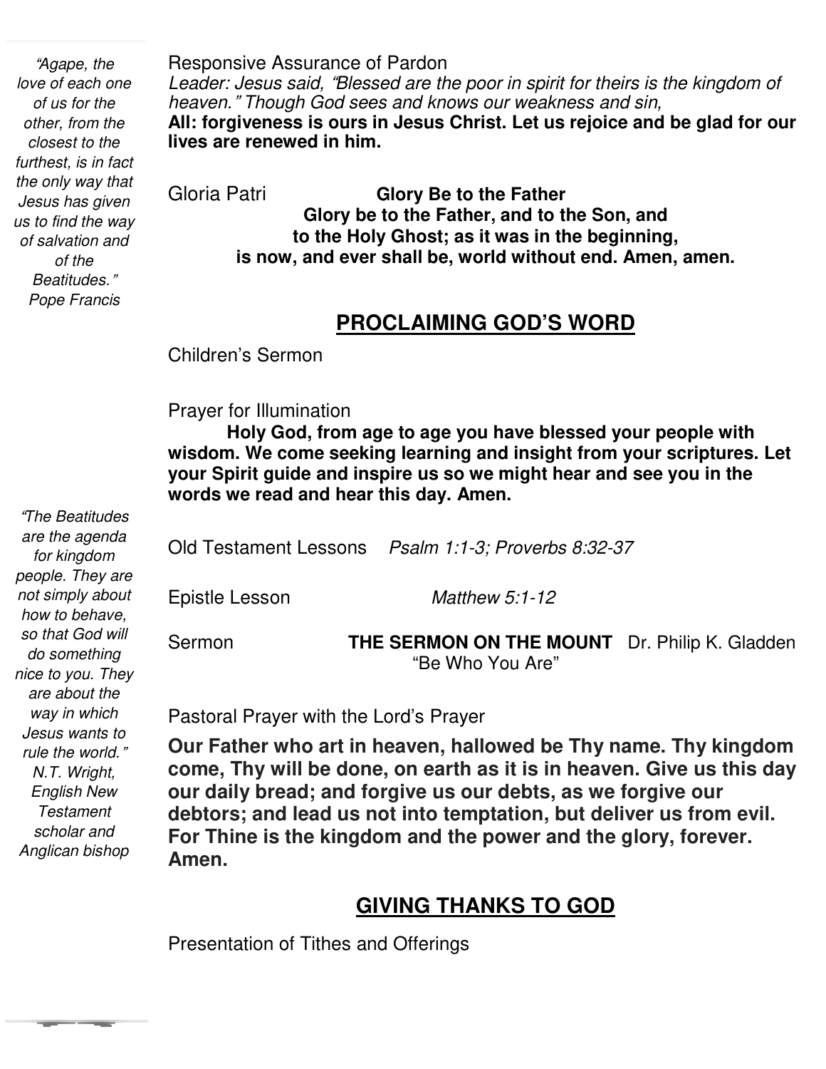*"Agape, the love of each one of us for the other, from the closest to the furthest, is in fact the only way that Jesus has given us to find the way of salvation and of the Beatitudes." Pope Francis*

Responsive Assurance of Pardon

*Leader: Jesus said, "Blessed are the poor in spirit for theirs is the kingdom of heaven." Though God sees and knows our weakness and sin,*

**All: forgiveness is ours in Jesus Christ. Let us rejoice and be glad for our lives are renewed in him.**

Gloria Patri **Glory Be to the Father**

**Glory be to the Father, and to the Son, and to the Holy Ghost; as it was in the beginning, is now, and ever shall be, world without end. Amen, amen.**

## PROCLAIMING GOD'S WORD

Children's Sermon

Prayer for Illumination

**Holy God, from age to age you have blessed your people with wisdom. We come seeking learning and insight from your scriptures. Let your Spirit guide and inspire us so we might hear and see you in the words we read and hear this day. Amen.**

*"The Beatitudes are the agenda for kingdom people. They are not simply about how to behave, so that God will do something nice to you. They are about the way in which Jesus wants to rule the world." N.T. Wright, English New Testament scholar and Anglican bishop*

Old Testament Lessons *Psalm 1:1-3; Proverbs 8:32-37*

Epistle Lesson *Matthew 5:1-12*

Sermon **THE SERMON ON THE MOUNT** Dr. Philip K. Gladden
"Be Who You Are"

Pastoral Prayer with the Lord's Prayer

**Our Father who art in heaven, hallowed be Thy name. Thy kingdom come, Thy will be done, on earth as it is in heaven. Give us this day our daily bread; and forgive us our debts, as we forgive our debtors; and lead us not into temptation, but deliver us from evil. For Thine is the kingdom and the power and the glory, forever. Amen.**

## GIVING THANKS TO GOD

Presentation of Tithes and Offerings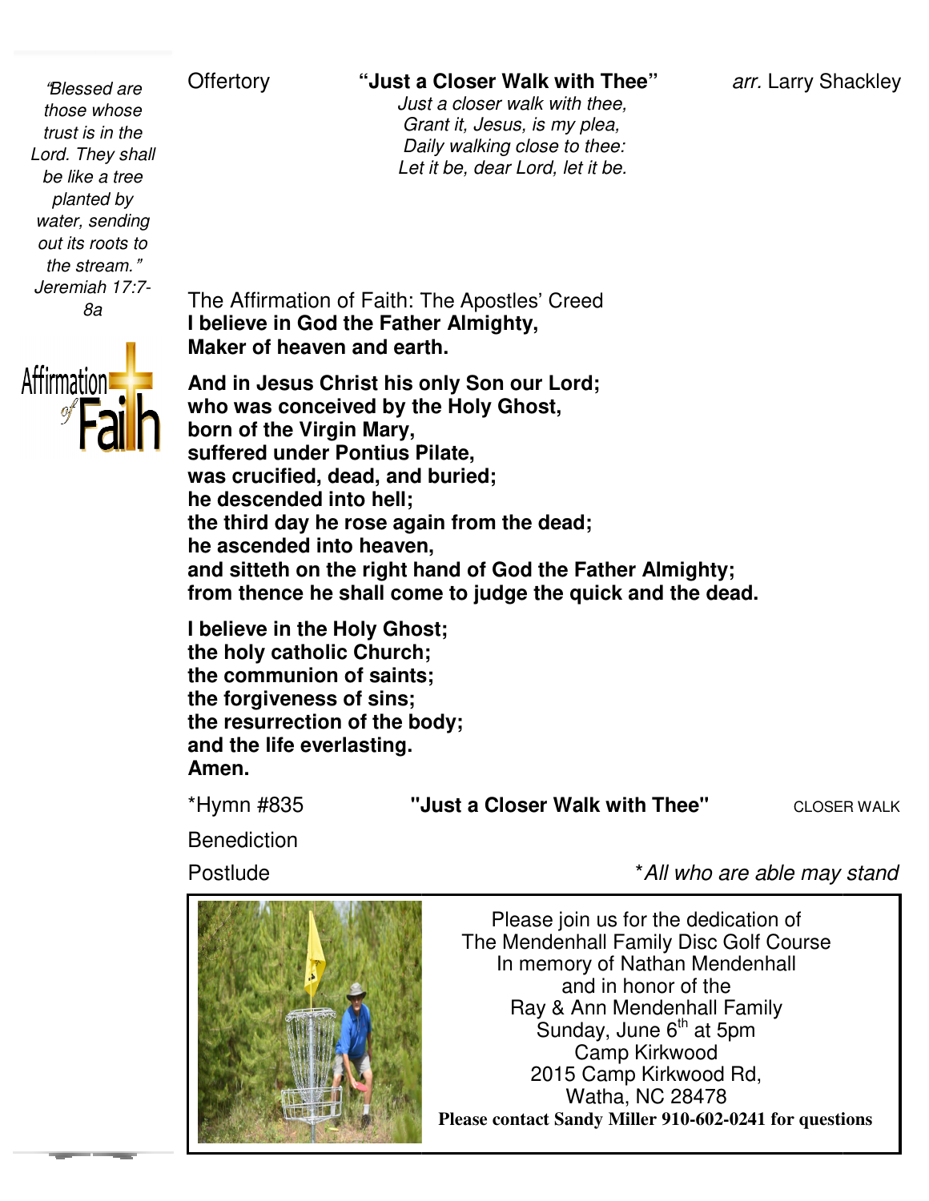*"Blessed are those whose trust is in the Lord. They shall be like a tree planted by water, sending out its roots to the stream." Jeremiah 17:7-8a*

Offertory **"Just a Closer Walk with Thee"** *arr.* Larry Shackley

*Just a closer walk with thee,*
*Grant it, Jesus, is my plea,*
*Daily walking close to thee:*
*Let it be, dear Lord, let it be.*

Affirmation of Faith

The Affirmation of Faith: The Apostles' Creed

**I believe in God the Father Almighty,**
**Maker of heaven and earth.**

**And in Jesus Christ his only Son our Lord;**
**who was conceived by the Holy Ghost,**
**born of the Virgin Mary,**
**suffered under Pontius Pilate,**
**was crucified, dead, and buried;**
**he descended into hell;**
**the third day he rose again from the dead;**
**he ascended into heaven,**
**and sitteth on the right hand of God the Father Almighty;**
**from thence he shall come to judge the quick and the dead.**

**I believe in the Holy Ghost;**
**the holy catholic Church;**
**the communion of saints;**
**the forgiveness of sins;**
**the resurrection of the body;**
**and the life everlasting.**
**Amen.**

*Hymn #835 **"Just a Closer Walk with Thee"** CLOSER WALK

Benediction

Postlude *\*All who are able may stand*

Please join us for the dedication of
The Mendenhall Family Disc Golf Course
In memory of Nathan Mendenhall
and in honor of the
Ray & Ann Mendenhall Family
Sunday, June 6th at 5pm
Camp Kirkwood
2015 Camp Kirkwood Rd,
Watha, NC 28478

**Please contact Sandy Miller 910-602-0241 for questions**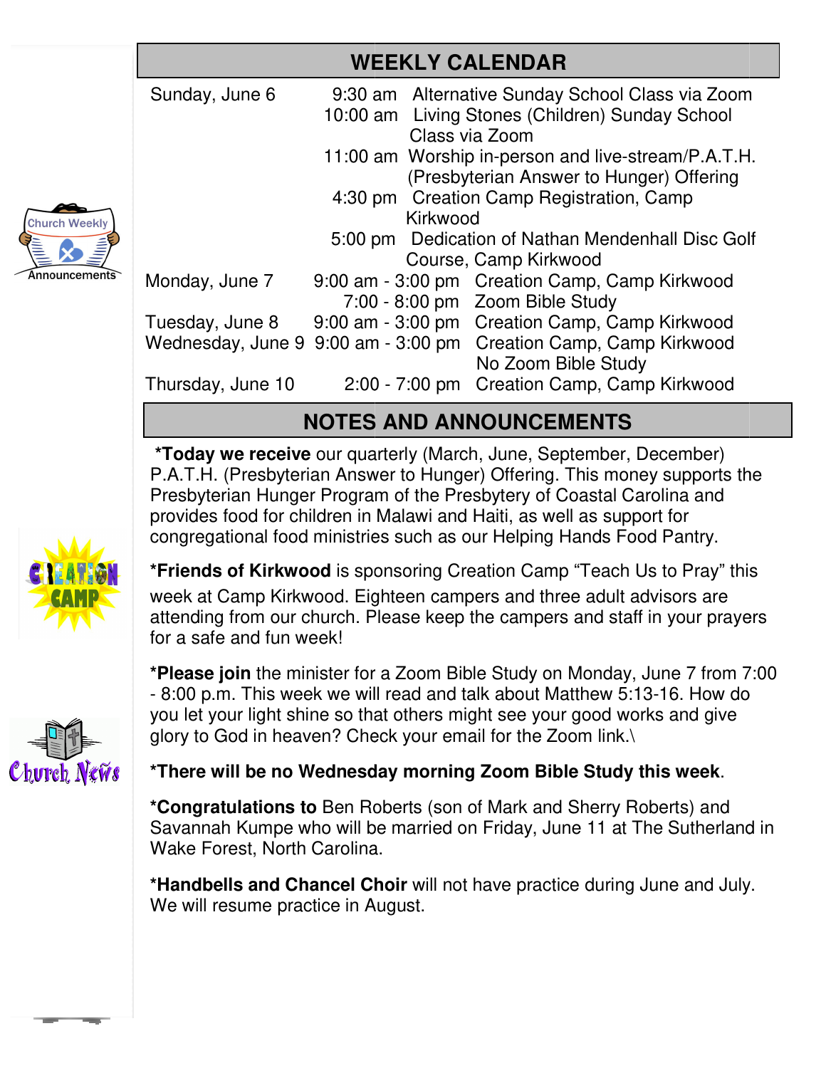## WEEKLY CALENDAR

| | | |
|---|---|---|
| Sunday, June 6 | 9:30 am | Alternative Sunday School Class via Zoom |
| | 10:00 am | Living Stones (Children) Sunday School Class via Zoom |
| | 11:00 am | Worship in-person and live-stream/P.A.T.H. (Presbyterian Answer to Hunger) Offering |
| | 4:30 pm | Creation Camp Registration, Camp Kirkwood |
| | 5:00 pm | Dedication of Nathan Mendenhall Disc Golf Course, Camp Kirkwood |
| Monday, June 7 | 9:00 am - 3:00 pm | Creation Camp, Camp Kirkwood |
| | 7:00 - 8:00 pm | Zoom Bible Study |
| Tuesday, June 8 | 9:00 am - 3:00 pm | Creation Camp, Camp Kirkwood |
| Wednesday, June 9 | 9:00 am - 3:00 pm | Creation Camp, Camp Kirkwood<br>No Zoom Bible Study |
| Thursday, June 10 | 2:00 - 7:00 pm | Creation Camp, Camp Kirkwood |

## NOTES AND ANNOUNCEMENTS

***Today we receive** our quarterly (March, June, September, December) P.A.T.H. (Presbyterian Answer to Hunger) Offering. This money supports the Presbyterian Hunger Program of the Presbytery of Coastal Carolina and provides food for children in Malawi and Haiti, as well as support for congregational food ministries such as our Helping Hands Food Pantry.

***Friends of Kirkwood** is sponsoring Creation Camp "Teach Us to Pray" this week at Camp Kirkwood. Eighteen campers and three adult advisors are attending from our church. Please keep the campers and staff in your prayers for a safe and fun week!

***Please join** the minister for a Zoom Bible Study on Monday, June 7 from 7:00 - 8:00 p.m. This week we will read and talk about Matthew 5:13-16. How do you let your light shine so that others might see your good works and give glory to God in heaven? Check your email for the Zoom link.\

***There will be no Wednesday morning Zoom Bible Study this week**.

***Congratulations to** Ben Roberts (son of Mark and Sherry Roberts) and Savannah Kumpe who will be married on Friday, June 11 at The Sutherland in Wake Forest, North Carolina.

***Handbells and Chancel Choir** will not have practice during June and July. We will resume practice in August.